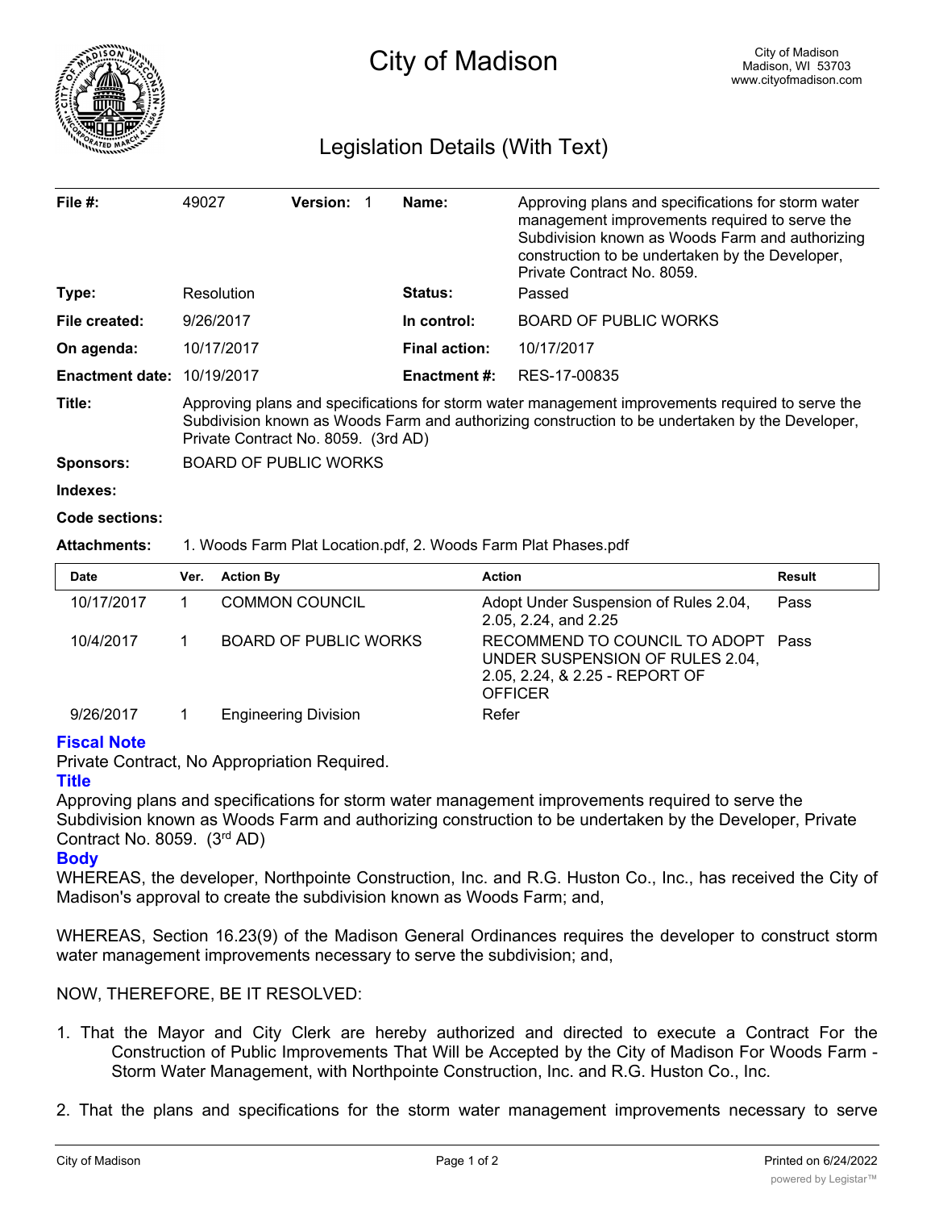# City of Madison

City of Madison
Madison, WI 53703
www.cityofmadison.com

## Legislation Details (With Text)

| | | | |
|---|---|---|---|
| **File #:** | 49027 **Version:** 1 | **Name:** | Approving plans and specifications for storm water management improvements required to serve the Subdivision known as Woods Farm and authorizing construction to be undertaken by the Developer, Private Contract No. 8059. |
| **Type:** | Resolution | **Status:** | Passed |
| **File created:** | 9/26/2017 | **In control:** | BOARD OF PUBLIC WORKS |
| **On agenda:** | 10/17/2017 | **Final action:** | 10/17/2017 |
| **Enactment date:** | 10/19/2017 | **Enactment #:** | RES-17-00835 |

**Title:** Approving plans and specifications for storm water management improvements required to serve the Subdivision known as Woods Farm and authorizing construction to be undertaken by the Developer, Private Contract No. 8059. (3rd AD)

**Sponsors:** BOARD OF PUBLIC WORKS

**Indexes:**

**Code sections:**

**Attachments:** 1. Woods Farm Plat Location.pdf, 2. Woods Farm Plat Phases.pdf

| Date | Ver. | Action By | Action | Result |
|---|---|---|---|---|
| 10/17/2017 | 1 | COMMON COUNCIL | Adopt Under Suspension of Rules 2.04, 2.05, 2.24, and 2.25 | Pass |
| 10/4/2017 | 1 | BOARD OF PUBLIC WORKS | RECOMMEND TO COUNCIL TO ADOPT UNDER SUSPENSION OF RULES 2.04, 2.05, 2.24, & 2.25 - REPORT OF OFFICER | Pass |
| 9/26/2017 | 1 | Engineering Division | Refer | |

### Fiscal Note

Private Contract, No Appropriation Required.

### Title

Approving plans and specifications for storm water management improvements required to serve the Subdivision known as Woods Farm and authorizing construction to be undertaken by the Developer, Private Contract No. 8059. (3rd AD)

### Body

WHEREAS, the developer, Northpointe Construction, Inc. and R.G. Huston Co., Inc., has received the City of Madison's approval to create the subdivision known as Woods Farm; and,

WHEREAS, Section 16.23(9) of the Madison General Ordinances requires the developer to construct storm water management improvements necessary to serve the subdivision; and,

NOW, THEREFORE, BE IT RESOLVED:

1. That the Mayor and City Clerk are hereby authorized and directed to execute a Contract For the Construction of Public Improvements That Will be Accepted by the City of Madison For Woods Farm - Storm Water Management, with Northpointe Construction, Inc. and R.G. Huston Co., Inc.

2. That the plans and specifications for the storm water management improvements necessary to serve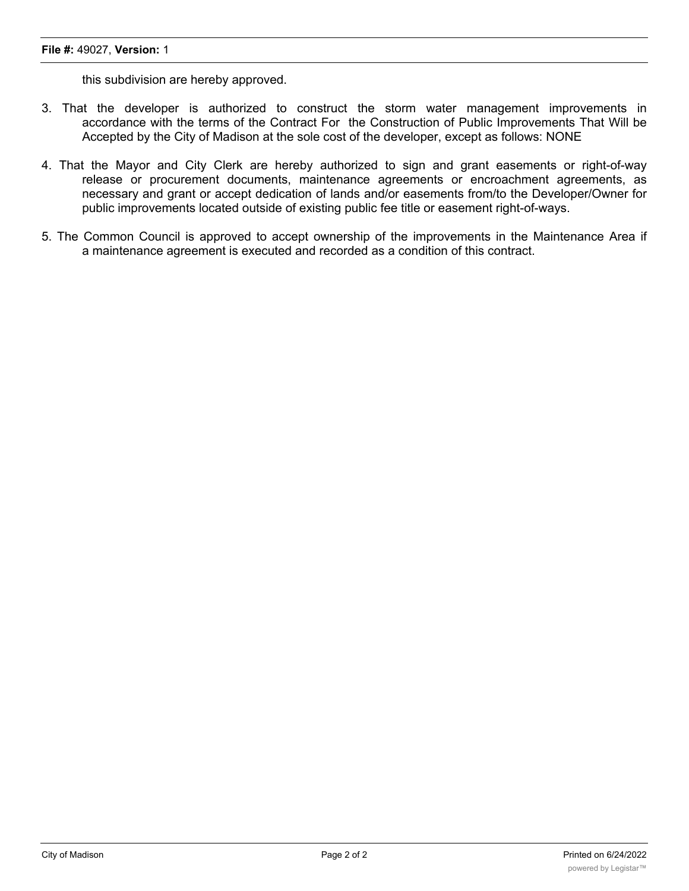this subdivision are hereby approved.

3. That the developer is authorized to construct the storm water management improvements in accordance with the terms of the Contract For the Construction of Public Improvements That Will be Accepted by the City of Madison at the sole cost of the developer, except as follows: NONE

4. That the Mayor and City Clerk are hereby authorized to sign and grant easements or right-of-way release or procurement documents, maintenance agreements or encroachment agreements, as necessary and grant or accept dedication of lands and/or easements from/to the Developer/Owner for public improvements located outside of existing public fee title or easement right-of-ways.

5. The Common Council is approved to accept ownership of the improvements in the Maintenance Area if a maintenance agreement is executed and recorded as a condition of this contract.